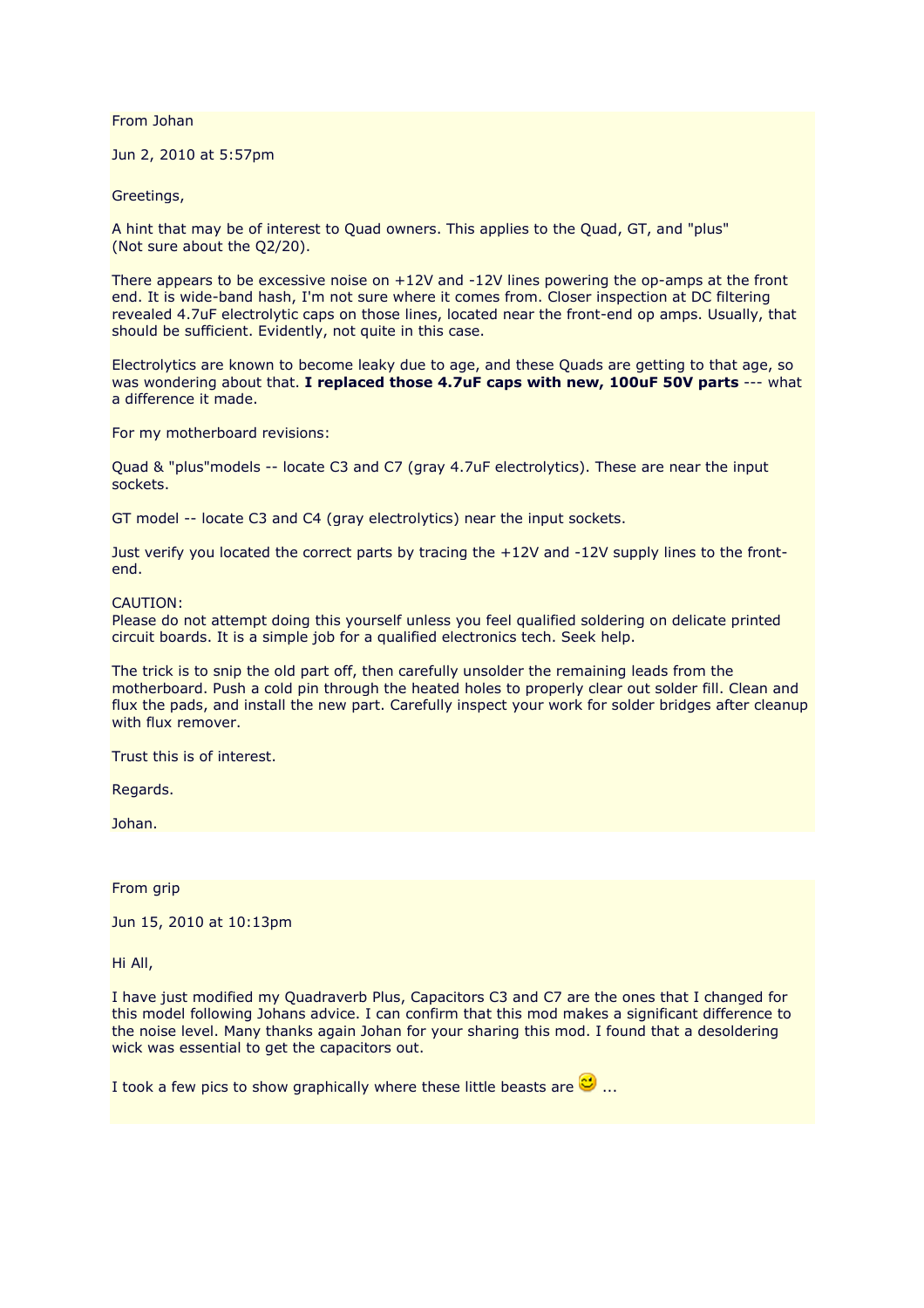From Johan

Jun 2, 2010 at 5:57pm

Greetings,

A hint that may be of interest to Quad owners. This applies to the Quad, GT, and "plus" (Not sure about the Q2/20).

There appears to be excessive noise on +12V and -12V lines powering the op-amps at the front end. It is wide-band hash, I'm not sure where it comes from. Closer inspection at DC filtering revealed 4.7uF electrolytic caps on those lines, located near the front-end op amps. Usually, that should be sufficient. Evidently, not quite in this case.

Electrolytics are known to become leaky due to age, and these Quads are getting to that age, so was wondering about that. **I replaced those 4.7uF caps with new, 100uF 50V parts** --- what a difference it made.

For my motherboard revisions:

Quad & "plus"models -- locate C3 and C7 (gray 4.7uF electrolytics). These are near the input sockets.

GT model -- locate C3 and C4 (gray electrolytics) near the input sockets.

Just verify you located the correct parts by tracing the +12V and -12V supply lines to the front-end.

CAUTION:
Please do not attempt doing this yourself unless you feel qualified soldering on delicate printed circuit boards. It is a simple job for a qualified electronics tech. Seek help.

The trick is to snip the old part off, then carefully unsolder the remaining leads from the motherboard. Push a cold pin through the heated holes to properly clear out solder fill. Clean and flux the pads, and install the new part. Carefully inspect your work for solder bridges after cleanup with flux remover.

Trust this is of interest.

Regards.

Johan.

From grip

Jun 15, 2010 at 10:13pm

Hi All,

I have just modified my Quadraverb Plus, Capacitors C3 and C7 are the ones that I changed for this model following Johans advice. I can confirm that this mod makes a significant difference to the noise level. Many thanks again Johan for your sharing this mod. I found that a desoldering wick was essential to get the capacitors out.

I took a few pics to show graphically where these little beasts are 😉 ...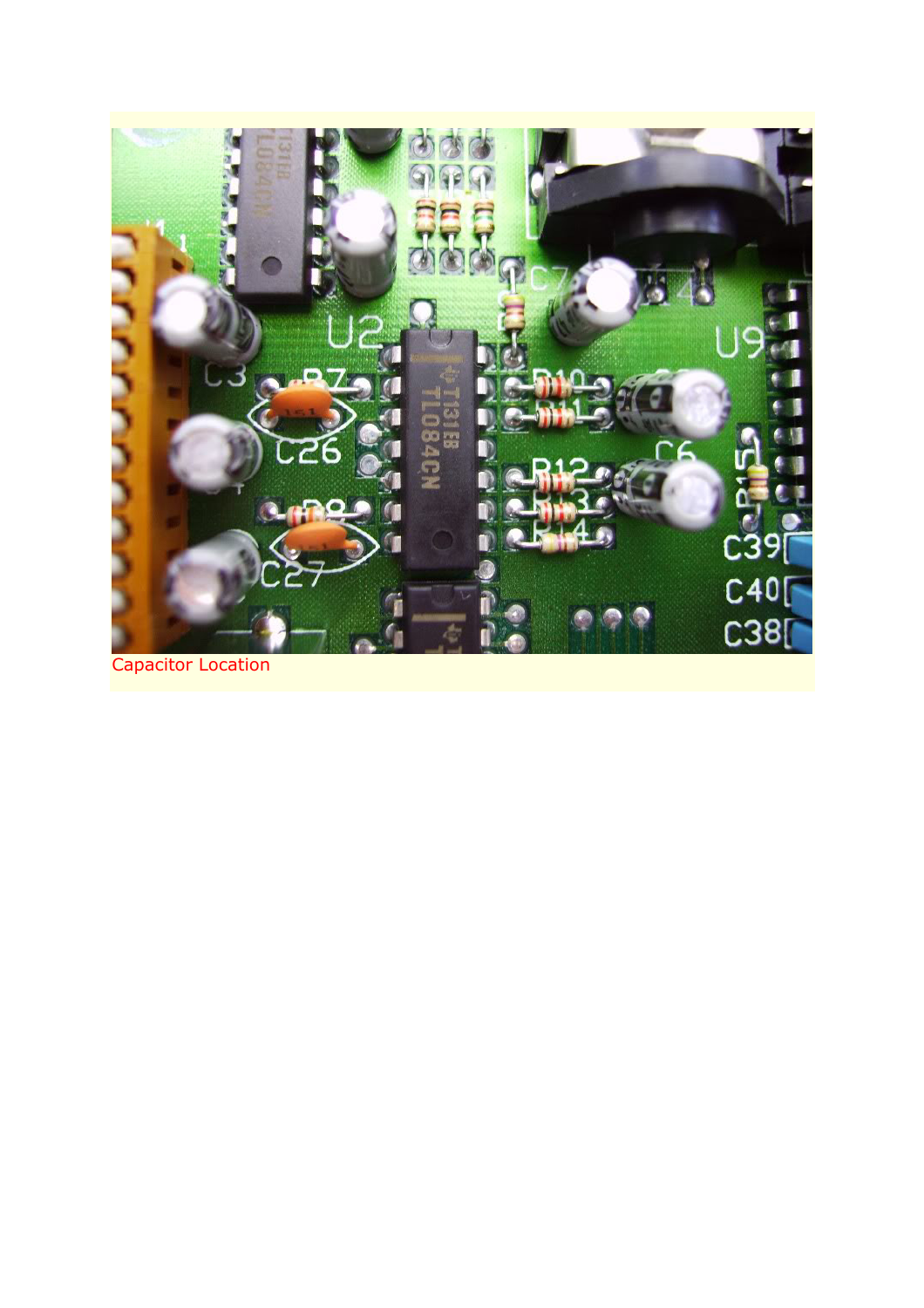Capacitor Location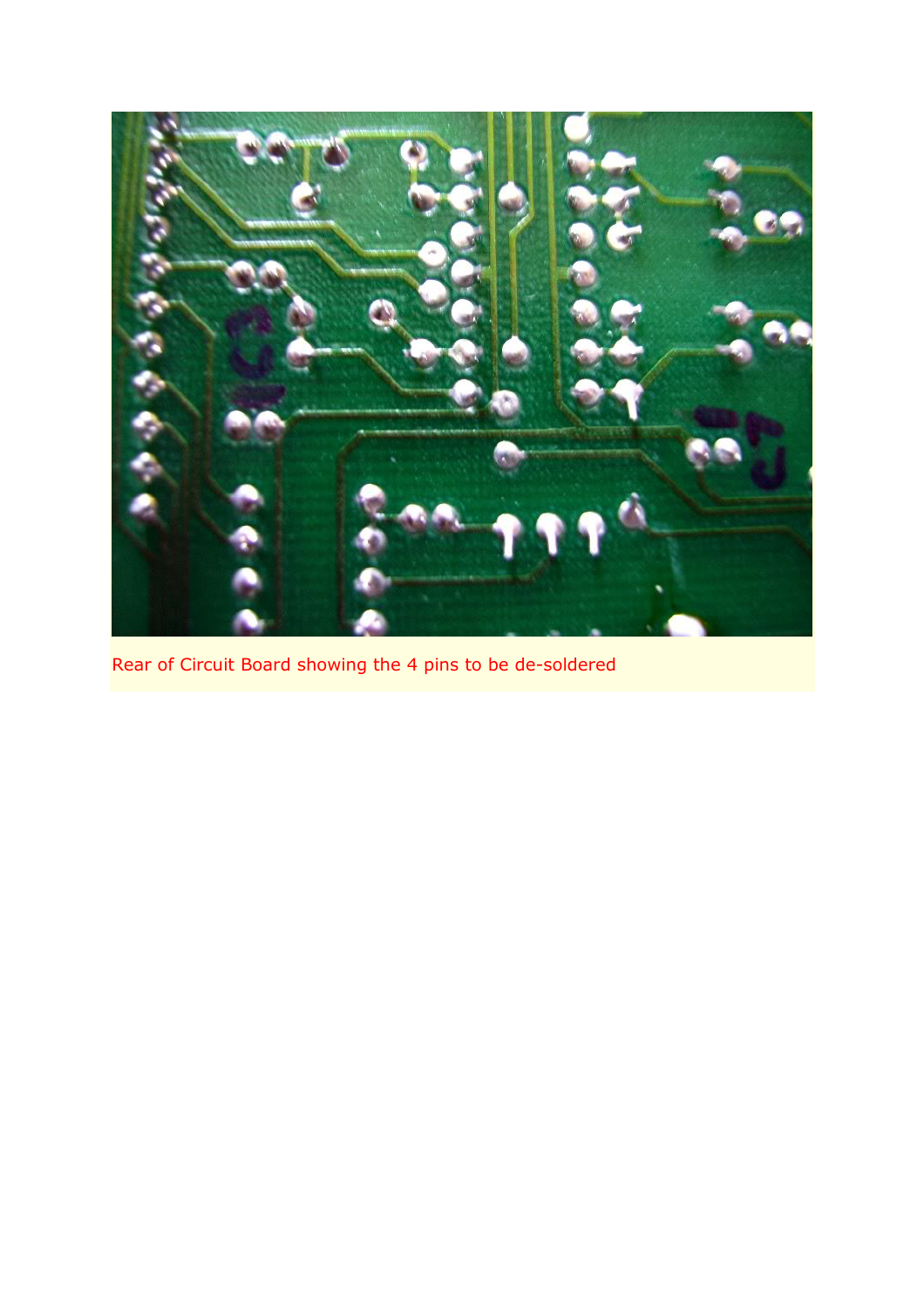Rear of Circuit Board showing the 4 pins to be de-soldered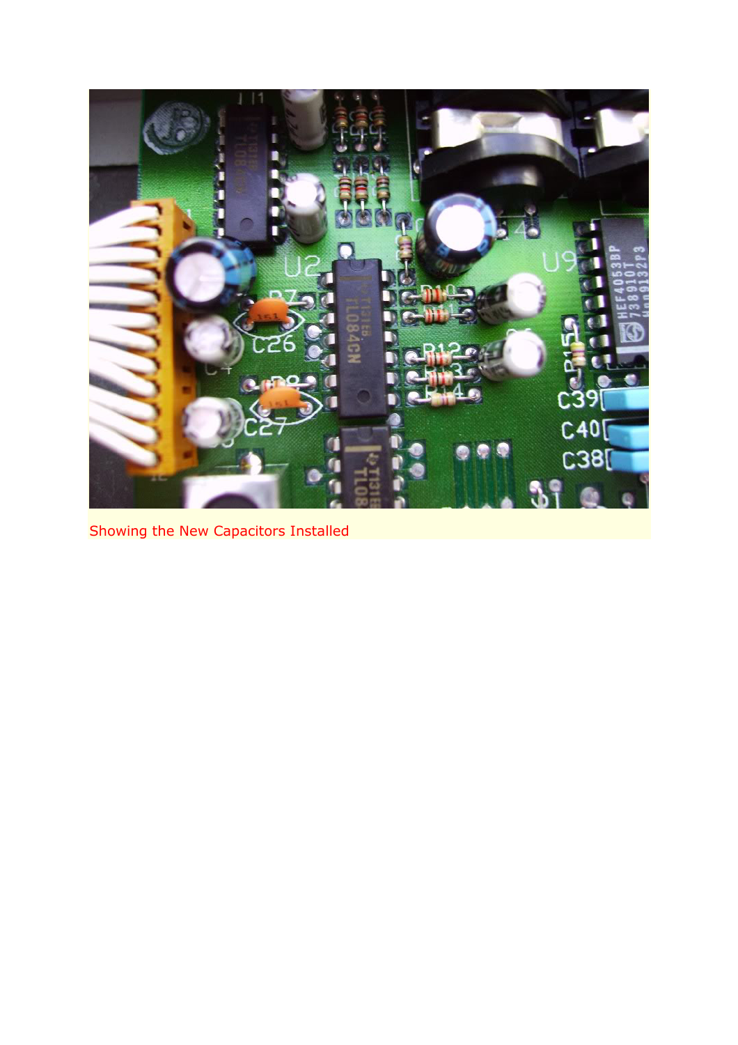Showing the New Capacitors Installed